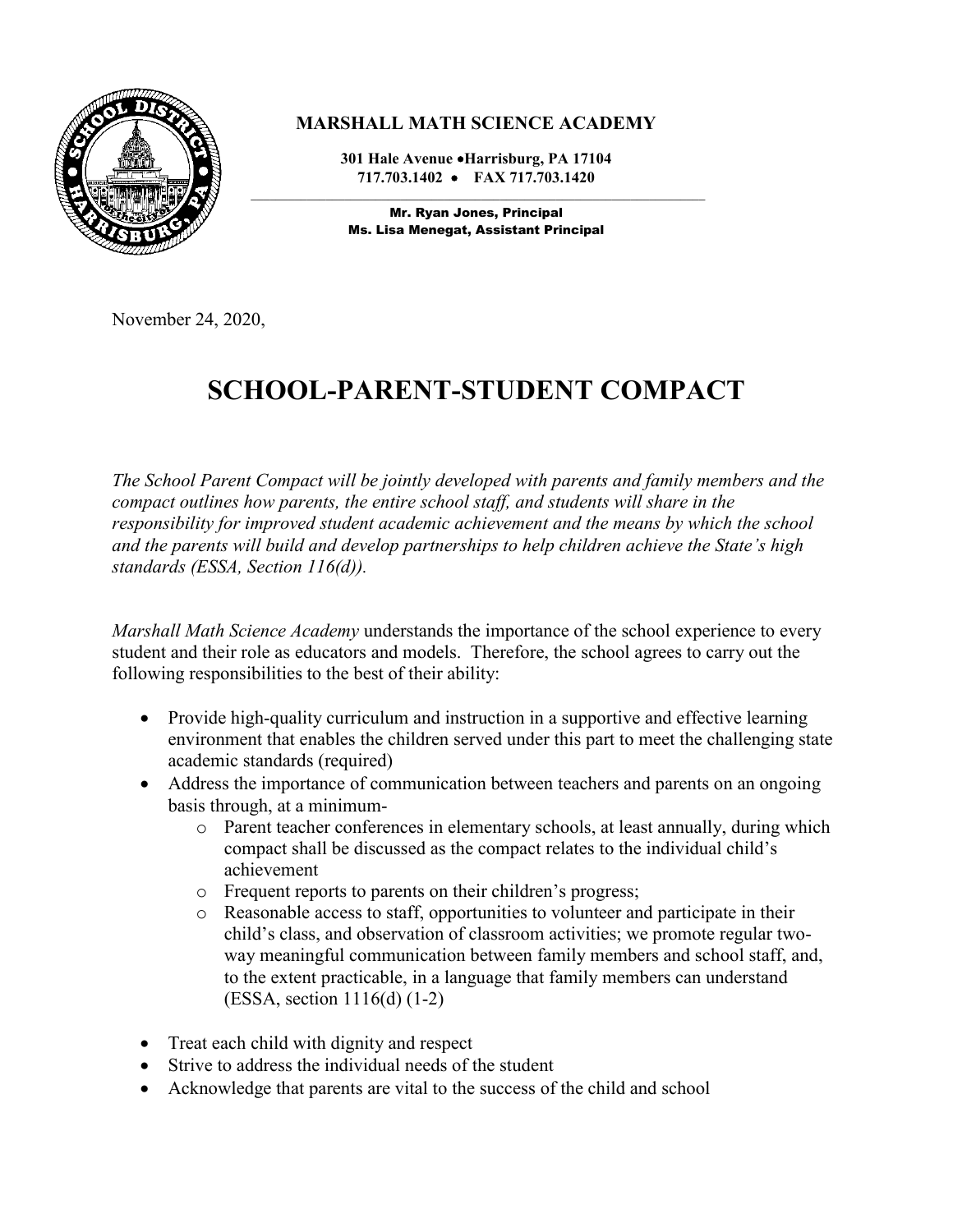**MARSHALL MATH SCIENCE ACADEMY**

**301 Hale Avenue •Harrisburg, PA 17104**
**717.703.1402 • FAX 717.703.1420**

**Mr. Ryan Jones, Principal**
**Ms. Lisa Menegat, Assistant Principal**

November 24, 2020,

# SCHOOL-PARENT-STUDENT COMPACT

*The School Parent Compact will be jointly developed with parents and family members and the compact outlines how parents, the entire school staff, and students will share in the responsibility for improved student academic achievement and the means by which the school and the parents will build and develop partnerships to help children achieve the State's high standards (ESSA, Section 116(d)).*

*Marshall Math Science Academy* understands the importance of the school experience to every student and their role as educators and models. Therefore, the school agrees to carry out the following responsibilities to the best of their ability:

- Provide high-quality curriculum and instruction in a supportive and effective learning environment that enables the children served under this part to meet the challenging state academic standards (required)
- Address the importance of communication between teachers and parents on an ongoing basis through, at a minimum-
  - Parent teacher conferences in elementary schools, at least annually, during which compact shall be discussed as the compact relates to the individual child's achievement
  - Frequent reports to parents on their children's progress;
  - Reasonable access to staff, opportunities to volunteer and participate in their child's class, and observation of classroom activities; we promote regular two-way meaningful communication between family members and school staff, and, to the extent practicable, in a language that family members can understand (ESSA, section 1116(d) (1-2)
- Treat each child with dignity and respect
- Strive to address the individual needs of the student
- Acknowledge that parents are vital to the success of the child and school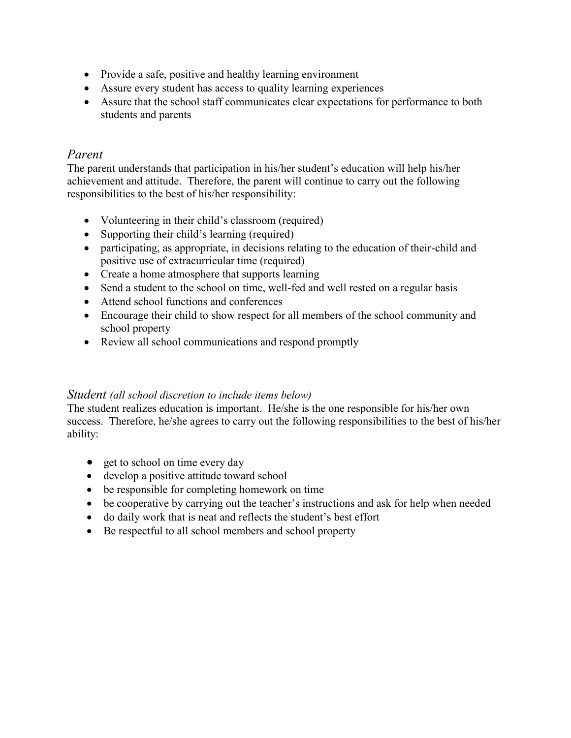- Provide a safe, positive and healthy learning environment
- Assure every student has access to quality learning experiences
- Assure that the school staff communicates clear expectations for performance to both students and parents

## *Parent*

The parent understands that participation in his/her student's education will help his/her achievement and attitude. Therefore, the parent will continue to carry out the following responsibilities to the best of his/her responsibility:

- Volunteering in their child's classroom (required)
- Supporting their child's learning (required)
- participating, as appropriate, in decisions relating to the education of their-child and positive use of extracurricular time (required)
- Create a home atmosphere that supports learning
- Send a student to the school on time, well-fed and well rested on a regular basis
- Attend school functions and conferences
- Encourage their child to show respect for all members of the school community and school property
- Review all school communications and respond promptly

## *Student* *(all school discretion to include items below)*

The student realizes education is important. He/she is the one responsible for his/her own success. Therefore, he/she agrees to carry out the following responsibilities to the best of his/her ability:

- get to school on time every day
- develop a positive attitude toward school
- be responsible for completing homework on time
- be cooperative by carrying out the teacher's instructions and ask for help when needed
- do daily work that is neat and reflects the student's best effort
- Be respectful to all school members and school property